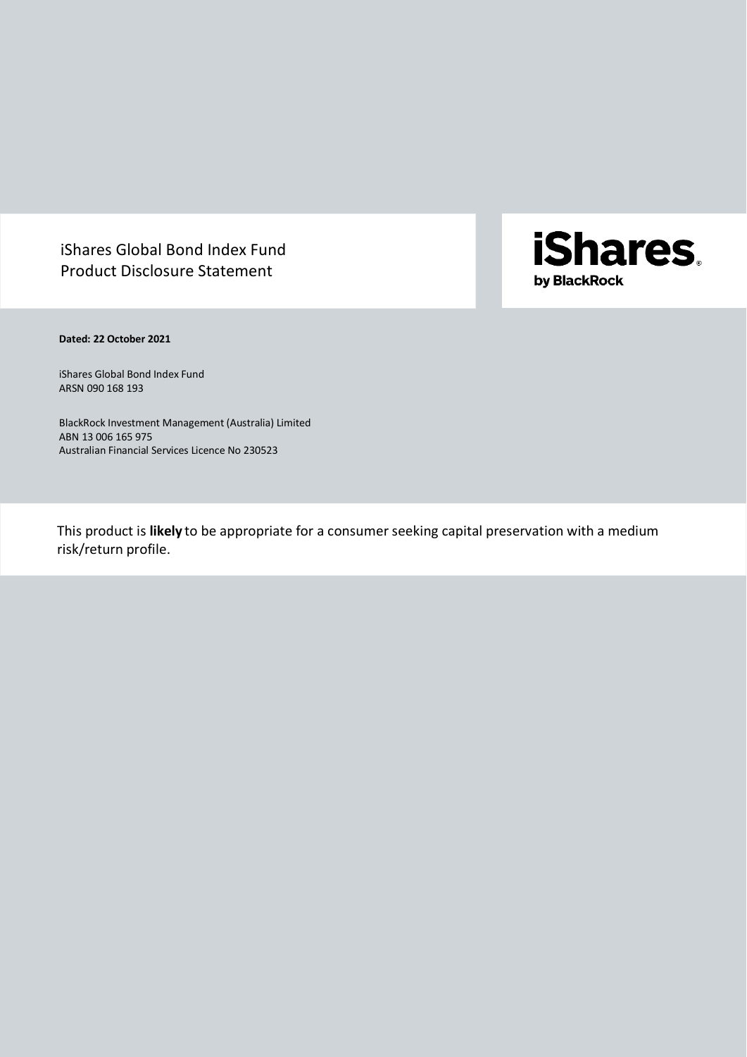# iShares Global Bond Index Fund
# Product Disclosure Statement

iShares by BlackRock

**Dated: 22 October 2021**

iShares Global Bond Index Fund
ARSN 090 168 193

BlackRock Investment Management (Australia) Limited
ABN 13 006 165 975
Australian Financial Services Licence No 230523

This product is **likely** to be appropriate for a consumer seeking capital preservation with a medium risk/return profile.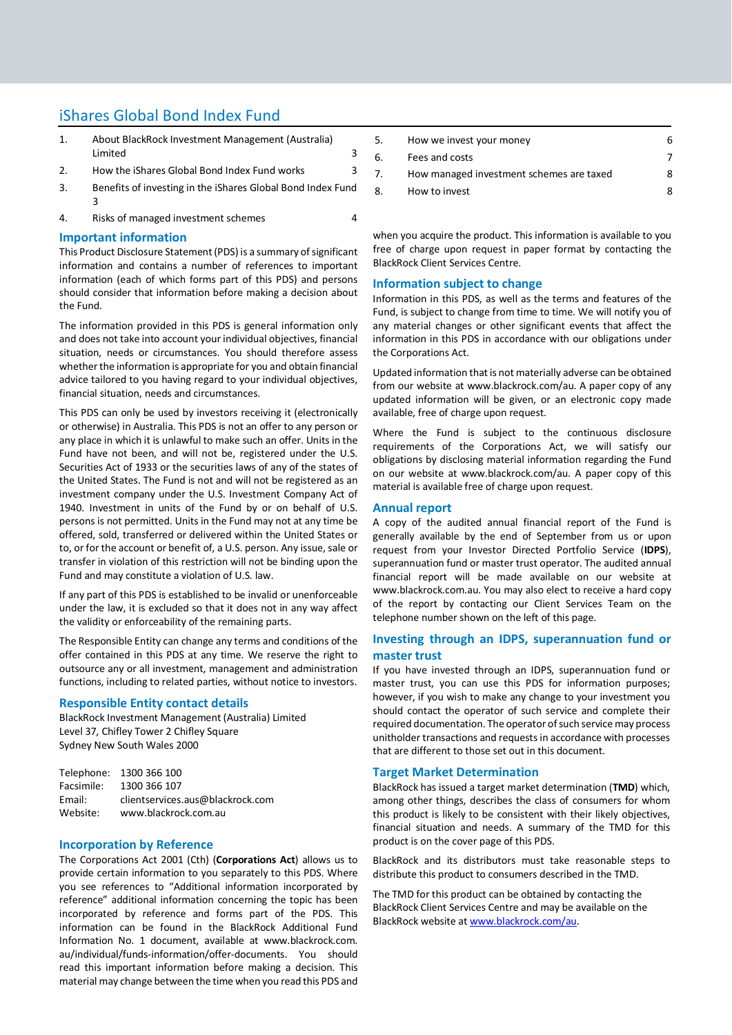# iShares Global Bond Index Fund

| | | |
|---|---|---|
| 1. | About BlackRock Investment Management (Australia) Limited | 3 |
| 2. | How the iShares Global Bond Index Fund works | 3 |
| 3. | Benefits of investing in the iShares Global Bond Index Fund | 3 |
| 4. | Risks of managed investment schemes | 4 |
| 5. | How we invest your money | 6 |
| 6. | Fees and costs | 7 |
| 7. | How managed investment schemes are taxed | 8 |
| 8. | How to invest | 8 |

## Important information

This Product Disclosure Statement (PDS) is a summary of significant information and contains a number of references to important information (each of which forms part of this PDS) and persons should consider that information before making a decision about the Fund.

The information provided in this PDS is general information only and does not take into account your individual objectives, financial situation, needs or circumstances. You should therefore assess whether the information is appropriate for you and obtain financial advice tailored to you having regard to your individual objectives, financial situation, needs and circumstances.

This PDS can only be used by investors receiving it (electronically or otherwise) in Australia. This PDS is not an offer to any person or any place in which it is unlawful to make such an offer. Units in the Fund have not been, and will not be, registered under the U.S. Securities Act of 1933 or the securities laws of any of the states of the United States. The Fund is not and will not be registered as an investment company under the U.S. Investment Company Act of 1940. Investment in units of the Fund by or on behalf of U.S. persons is not permitted. Units in the Fund may not at any time be offered, sold, transferred or delivered within the United States or to, or for the account or benefit of, a U.S. person. Any issue, sale or transfer in violation of this restriction will not be binding upon the Fund and may constitute a violation of U.S. law.

If any part of this PDS is established to be invalid or unenforceable under the law, it is excluded so that it does not in any way affect the validity or enforceability of the remaining parts.

The Responsible Entity can change any terms and conditions of the offer contained in this PDS at any time. We reserve the right to outsource any or all investment, management and administration functions, including to related parties, without notice to investors.

## Responsible Entity contact details

BlackRock Investment Management (Australia) Limited
Level 37, Chifley Tower 2 Chifley Square
Sydney New South Wales 2000

| | |
|---|---|
| Telephone: | 1300 366 100 |
| Facsimile: | 1300 366 107 |
| Email: | clientservices.aus@blackrock.com |
| Website: | www.blackrock.com.au |

## Incorporation by Reference

The Corporations Act 2001 (Cth) (**Corporations Act**) allows us to provide certain information to you separately to this PDS. Where you see references to "Additional information incorporated by reference" additional information concerning the topic has been incorporated by reference and forms part of the PDS. This information can be found in the BlackRock Additional Fund Information No. 1 document, available at www.blackrock.com.au/individual/funds-information/offer-documents. You should read this important information before making a decision. This material may change between the time when you read this PDS and when you acquire the product. This information is available to you free of charge upon request in paper format by contacting the BlackRock Client Services Centre.

## Information subject to change

Information in this PDS, as well as the terms and features of the Fund, is subject to change from time to time. We will notify you of any material changes or other significant events that affect the information in this PDS in accordance with our obligations under the Corporations Act.

Updated information that is not materially adverse can be obtained from our website at www.blackrock.com/au. A paper copy of any updated information will be given, or an electronic copy made available, free of charge upon request.

Where the Fund is subject to the continuous disclosure requirements of the Corporations Act, we will satisfy our obligations by disclosing material information regarding the Fund on our website at www.blackrock.com/au. A paper copy of this material is available free of charge upon request.

## Annual report

A copy of the audited annual financial report of the Fund is generally available by the end of September from us or upon request from your Investor Directed Portfolio Service (**IDPS**), superannuation fund or master trust operator. The audited annual financial report will be made available on our website at www.blackrock.com.au. You may also elect to receive a hard copy of the report by contacting our Client Services Team on the telephone number shown on the left of this page.

## Investing through an IDPS, superannuation fund or master trust

If you have invested through an IDPS, superannuation fund or master trust, you can use this PDS for information purposes; however, if you wish to make any change to your investment you should contact the operator of such service and complete their required documentation. The operator of such service may process unitholder transactions and requests in accordance with processes that are different to those set out in this document.

## Target Market Determination

BlackRock has issued a target market determination (**TMD**) which, among other things, describes the class of consumers for whom this product is likely to be consistent with their likely objectives, financial situation and needs. A summary of the TMD for this product is on the cover page of this PDS.

BlackRock and its distributors must take reasonable steps to distribute this product to consumers described in the TMD.

The TMD for this product can be obtained by contacting the BlackRock Client Services Centre and may be available on the BlackRock website at www.blackrock.com/au.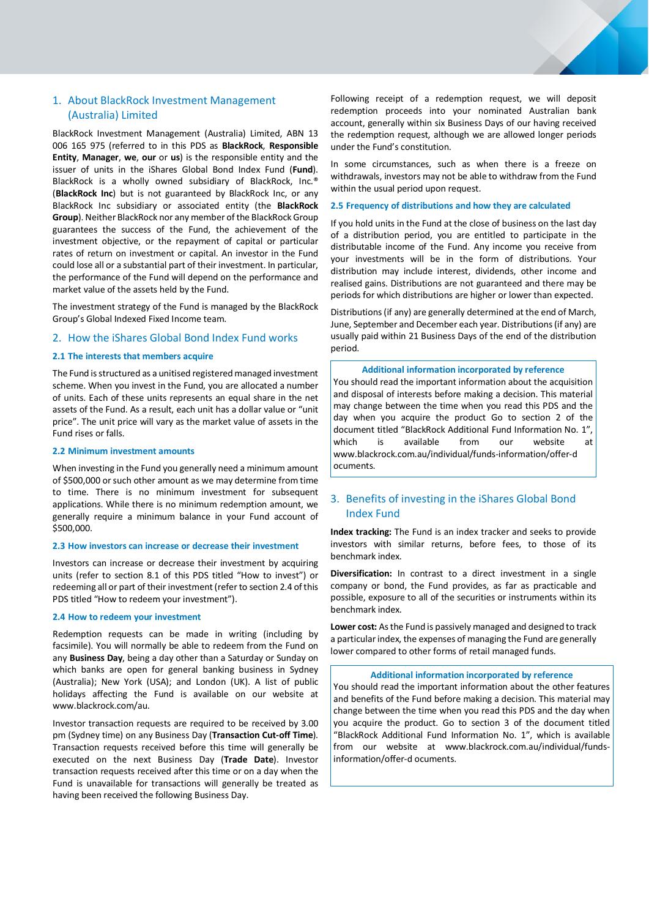## 1. About BlackRock Investment Management (Australia) Limited

BlackRock Investment Management (Australia) Limited, ABN 13 006 165 975 (referred to in this PDS as **BlackRock**, **Responsible Entity**, **Manager**, **we**, **our** or **us**) is the responsible entity and the issuer of units in the iShares Global Bond Index Fund (**Fund**). BlackRock is a wholly owned subsidiary of BlackRock, Inc.® (**BlackRock Inc**) but is not guaranteed by BlackRock Inc, or any BlackRock Inc subsidiary or associated entity (the **BlackRock Group**). Neither BlackRock nor any member of the BlackRock Group guarantees the success of the Fund, the achievement of the investment objective, or the repayment of capital or particular rates of return on investment or capital. An investor in the Fund could lose all or a substantial part of their investment. In particular, the performance of the Fund will depend on the performance and market value of the assets held by the Fund.

The investment strategy of the Fund is managed by the BlackRock Group's Global Indexed Fixed Income team.

## 2. How the iShares Global Bond Index Fund works

### 2.1 The interests that members acquire

The Fund is structured as a unitised registered managed investment scheme. When you invest in the Fund, you are allocated a number of units. Each of these units represents an equal share in the net assets of the Fund. As a result, each unit has a dollar value or "unit price". The unit price will vary as the market value of assets in the Fund rises or falls.

### 2.2 Minimum investment amounts

When investing in the Fund you generally need a minimum amount of $500,000 or such other amount as we may determine from time to time. There is no minimum investment for subsequent applications. While there is no minimum redemption amount, we generally require a minimum balance in your Fund account of $500,000.

### 2.3 How investors can increase or decrease their investment

Investors can increase or decrease their investment by acquiring units (refer to section 8.1 of this PDS titled "How to invest") or redeeming all or part of their investment (refer to section 2.4 of this PDS titled "How to redeem your investment").

### 2.4 How to redeem your investment

Redemption requests can be made in writing (including by facsimile). You will normally be able to redeem from the Fund on any **Business Day**, being a day other than a Saturday or Sunday on which banks are open for general banking business in Sydney (Australia); New York (USA); and London (UK). A list of public holidays affecting the Fund is available on our website at www.blackrock.com/au.

Investor transaction requests are required to be received by 3.00 pm (Sydney time) on any Business Day (**Transaction Cut-off Time**). Transaction requests received before this time will generally be executed on the next Business Day (**Trade Date**). Investor transaction requests received after this time or on a day when the Fund is unavailable for transactions will generally be treated as having been received the following Business Day.

Following receipt of a redemption request, we will deposit redemption proceeds into your nominated Australian bank account, generally within six Business Days of our having received the redemption request, although we are allowed longer periods under the Fund's constitution.

In some circumstances, such as when there is a freeze on withdrawals, investors may not be able to withdraw from the Fund within the usual period upon request.

### 2.5 Frequency of distributions and how they are calculated

If you hold units in the Fund at the close of business on the last day of a distribution period, you are entitled to participate in the distributable income of the Fund. Any income you receive from your investments will be in the form of distributions. Your distribution may include interest, dividends, other income and realised gains. Distributions are not guaranteed and there may be periods for which distributions are higher or lower than expected.

Distributions (if any) are generally determined at the end of March, June, September and December each year. Distributions (if any) are usually paid within 21 Business Days of the end of the distribution period.

> **Additional information incorporated by reference**
>
> You should read the important information about the acquisition and disposal of interests before making a decision. This material may change between the time when you read this PDS and the day when you acquire the product Go to section 2 of the document titled "BlackRock Additional Fund Information No. 1", which is available from our website at www.blackrock.com.au/individual/funds-information/offer-d ocuments.

## 3. Benefits of investing in the iShares Global Bond Index Fund

**Index tracking:** The Fund is an index tracker and seeks to provide investors with similar returns, before fees, to those of its benchmark index.

**Diversification:** In contrast to a direct investment in a single company or bond, the Fund provides, as far as practicable and possible, exposure to all of the securities or instruments within its benchmark index.

**Lower cost:** As the Fund is passively managed and designed to track a particular index, the expenses of managing the Fund are generally lower compared to other forms of retail managed funds.

> **Additional information incorporated by reference**
>
> You should read the important information about the other features and benefits of the Fund before making a decision. This material may change between the time when you read this PDS and the day when you acquire the product. Go to section 3 of the document titled "BlackRock Additional Fund Information No. 1", which is available from our website at www.blackrock.com.au/individual/funds-information/offer-d ocuments.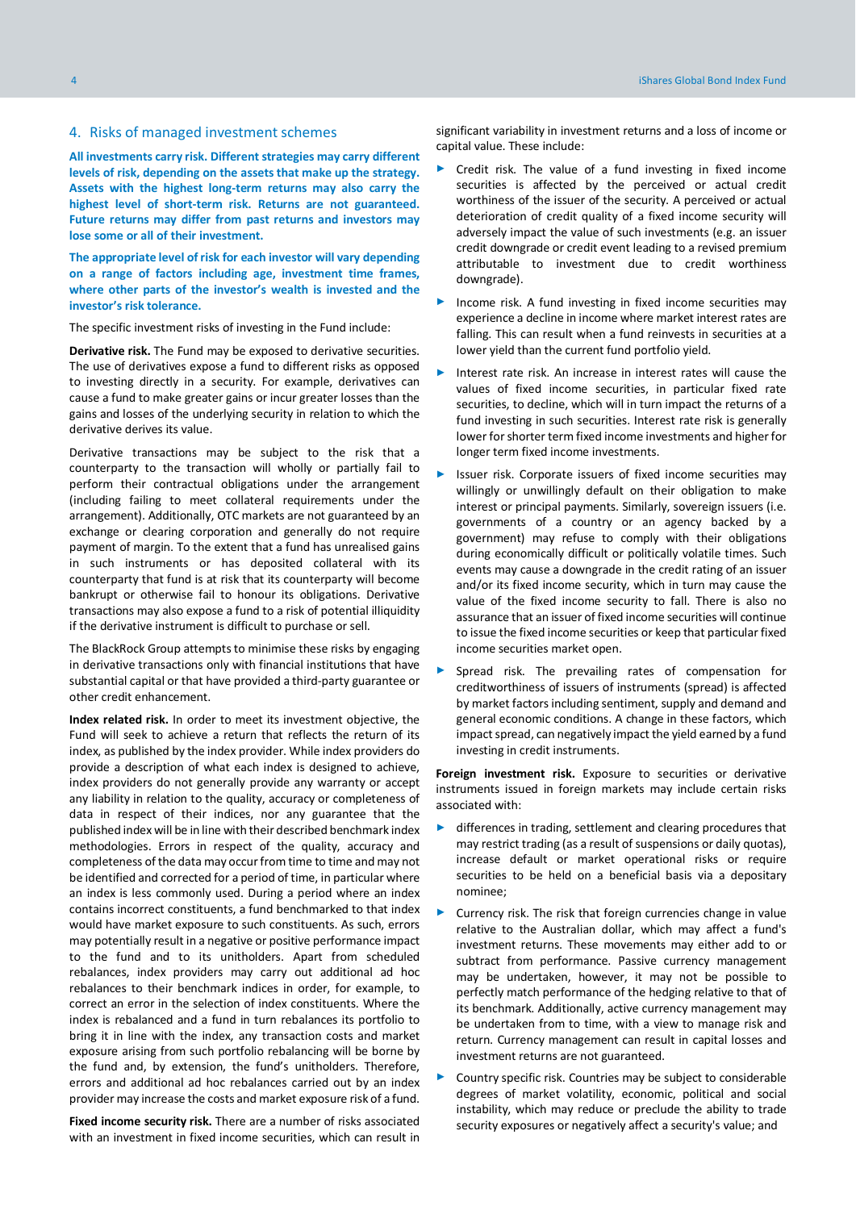## 4. Risks of managed investment schemes

**All investments carry risk. Different strategies may carry different levels of risk, depending on the assets that make up the strategy. Assets with the highest long-term returns may also carry the highest level of short-term risk. Returns are not guaranteed. Future returns may differ from past returns and investors may lose some or all of their investment.**

**The appropriate level of risk for each investor will vary depending on a range of factors including age, investment time frames, where other parts of the investor's wealth is invested and the investor's risk tolerance.**

The specific investment risks of investing in the Fund include:

**Derivative risk.** The Fund may be exposed to derivative securities. The use of derivatives expose a fund to different risks as opposed to investing directly in a security. For example, derivatives can cause a fund to make greater gains or incur greater losses than the gains and losses of the underlying security in relation to which the derivative derives its value.

Derivative transactions may be subject to the risk that a counterparty to the transaction will wholly or partially fail to perform their contractual obligations under the arrangement (including failing to meet collateral requirements under the arrangement). Additionally, OTC markets are not guaranteed by an exchange or clearing corporation and generally do not require payment of margin. To the extent that a fund has unrealised gains in such instruments or has deposited collateral with its counterparty that fund is at risk that its counterparty will become bankrupt or otherwise fail to honour its obligations. Derivative transactions may also expose a fund to a risk of potential illiquidity if the derivative instrument is difficult to purchase or sell.

The BlackRock Group attempts to minimise these risks by engaging in derivative transactions only with financial institutions that have substantial capital or that have provided a third-party guarantee or other credit enhancement.

**Index related risk.** In order to meet its investment objective, the Fund will seek to achieve a return that reflects the return of its index, as published by the index provider. While index providers do provide a description of what each index is designed to achieve, index providers do not generally provide any warranty or accept any liability in relation to the quality, accuracy or completeness of data in respect of their indices, nor any guarantee that the published index will be in line with their described benchmark index methodologies. Errors in respect of the quality, accuracy and completeness of the data may occur from time to time and may not be identified and corrected for a period of time, in particular where an index is less commonly used. During a period where an index contains incorrect constituents, a fund benchmarked to that index would have market exposure to such constituents. As such, errors may potentially result in a negative or positive performance impact to the fund and to its unitholders. Apart from scheduled rebalances, index providers may carry out additional ad hoc rebalances to their benchmark indices in order, for example, to correct an error in the selection of index constituents. Where the index is rebalanced and a fund in turn rebalances its portfolio to bring it in line with the index, any transaction costs and market exposure arising from such portfolio rebalancing will be borne by the fund and, by extension, the fund's unitholders. Therefore, errors and additional ad hoc rebalances carried out by an index provider may increase the costs and market exposure risk of a fund.

**Fixed income security risk.** There are a number of risks associated with an investment in fixed income securities, which can result in significant variability in investment returns and a loss of income or capital value. These include:

- Credit risk. The value of a fund investing in fixed income securities is affected by the perceived or actual credit worthiness of the issuer of the security. A perceived or actual deterioration of credit quality of a fixed income security will adversely impact the value of such investments (e.g. an issuer credit downgrade or credit event leading to a revised premium attributable to investment due to credit worthiness downgrade).
- Income risk. A fund investing in fixed income securities may experience a decline in income where market interest rates are falling. This can result when a fund reinvests in securities at a lower yield than the current fund portfolio yield.
- Interest rate risk. An increase in interest rates will cause the values of fixed income securities, in particular fixed rate securities, to decline, which will in turn impact the returns of a fund investing in such securities. Interest rate risk is generally lower for shorter term fixed income investments and higher for longer term fixed income investments.
- Issuer risk. Corporate issuers of fixed income securities may willingly or unwillingly default on their obligation to make interest or principal payments. Similarly, sovereign issuers (i.e. governments of a country or an agency backed by a government) may refuse to comply with their obligations during economically difficult or politically volatile times. Such events may cause a downgrade in the credit rating of an issuer and/or its fixed income security, which in turn may cause the value of the fixed income security to fall. There is also no assurance that an issuer of fixed income securities will continue to issue the fixed income securities or keep that particular fixed income securities market open.
- Spread risk. The prevailing rates of compensation for creditworthiness of issuers of instruments (spread) is affected by market factors including sentiment, supply and demand and general economic conditions. A change in these factors, which impact spread, can negatively impact the yield earned by a fund investing in credit instruments.

**Foreign investment risk.** Exposure to securities or derivative instruments issued in foreign markets may include certain risks associated with:

- differences in trading, settlement and clearing procedures that may restrict trading (as a result of suspensions or daily quotas), increase default or market operational risks or require securities to be held on a beneficial basis via a depositary nominee;
- Currency risk. The risk that foreign currencies change in value relative to the Australian dollar, which may affect a fund's investment returns. These movements may either add to or subtract from performance. Passive currency management may be undertaken, however, it may not be possible to perfectly match performance of the hedging relative to that of its benchmark. Additionally, active currency management may be undertaken from time to time, with a view to manage risk and return. Currency management can result in capital losses and investment returns are not guaranteed.
- Country specific risk. Countries may be subject to considerable degrees of market volatility, economic, political and social instability, which may reduce or preclude the ability to trade security exposures or negatively affect a security's value; and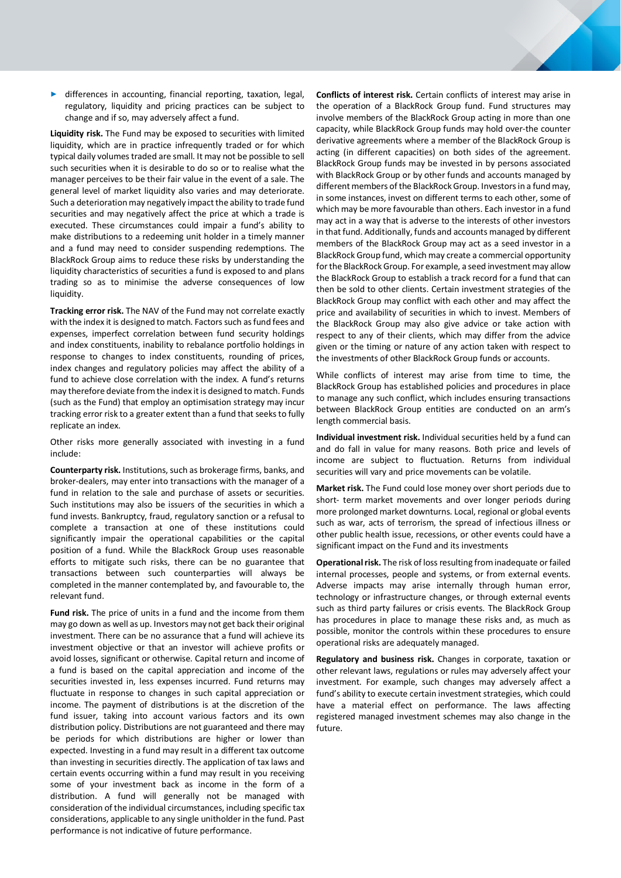- differences in accounting, financial reporting, taxation, legal, regulatory, liquidity and pricing practices can be subject to change and if so, may adversely affect a fund.

**Liquidity risk.** The Fund may be exposed to securities with limited liquidity, which are in practice infrequently traded or for which typical daily volumes traded are small. It may not be possible to sell such securities when it is desirable to do so or to realise what the manager perceives to be their fair value in the event of a sale. The general level of market liquidity also varies and may deteriorate. Such a deterioration may negatively impact the ability to trade fund securities and may negatively affect the price at which a trade is executed. These circumstances could impair a fund's ability to make distributions to a redeeming unit holder in a timely manner and a fund may need to consider suspending redemptions. The BlackRock Group aims to reduce these risks by understanding the liquidity characteristics of securities a fund is exposed to and plans trading so as to minimise the adverse consequences of low liquidity.

**Tracking error risk.** The NAV of the Fund may not correlate exactly with the index it is designed to match. Factors such as fund fees and expenses, imperfect correlation between fund security holdings and index constituents, inability to rebalance portfolio holdings in response to changes to index constituents, rounding of prices, index changes and regulatory policies may affect the ability of a fund to achieve close correlation with the index. A fund's returns may therefore deviate from the index it is designed to match. Funds (such as the Fund) that employ an optimisation strategy may incur tracking error risk to a greater extent than a fund that seeks to fully replicate an index.

Other risks more generally associated with investing in a fund include:

**Counterparty risk.** Institutions, such as brokerage firms, banks, and broker-dealers, may enter into transactions with the manager of a fund in relation to the sale and purchase of assets or securities. Such institutions may also be issuers of the securities in which a fund invests. Bankruptcy, fraud, regulatory sanction or a refusal to complete a transaction at one of these institutions could significantly impair the operational capabilities or the capital position of a fund. While the BlackRock Group uses reasonable efforts to mitigate such risks, there can be no guarantee that transactions between such counterparties will always be completed in the manner contemplated by, and favourable to, the relevant fund.

**Fund risk.** The price of units in a fund and the income from them may go down as well as up. Investors may not get back their original investment. There can be no assurance that a fund will achieve its investment objective or that an investor will achieve profits or avoid losses, significant or otherwise. Capital return and income of a fund is based on the capital appreciation and income of the securities invested in, less expenses incurred. Fund returns may fluctuate in response to changes in such capital appreciation or income. The payment of distributions is at the discretion of the fund issuer, taking into account various factors and its own distribution policy. Distributions are not guaranteed and there may be periods for which distributions are higher or lower than expected. Investing in a fund may result in a different tax outcome than investing in securities directly. The application of tax laws and certain events occurring within a fund may result in you receiving some of your investment back as income in the form of a distribution. A fund will generally not be managed with consideration of the individual circumstances, including specific tax considerations, applicable to any single unitholder in the fund. Past performance is not indicative of future performance.

**Conflicts of interest risk.** Certain conflicts of interest may arise in the operation of a BlackRock Group fund. Fund structures may involve members of the BlackRock Group acting in more than one capacity, while BlackRock Group funds may hold over-the counter derivative agreements where a member of the BlackRock Group is acting (in different capacities) on both sides of the agreement. BlackRock Group funds may be invested in by persons associated with BlackRock Group or by other funds and accounts managed by different members of the BlackRock Group. Investors in a fund may, in some instances, invest on different terms to each other, some of which may be more favourable than others. Each investor in a fund may act in a way that is adverse to the interests of other investors in that fund. Additionally, funds and accounts managed by different members of the BlackRock Group may act as a seed investor in a BlackRock Group fund, which may create a commercial opportunity for the BlackRock Group. For example, a seed investment may allow the BlackRock Group to establish a track record for a fund that can then be sold to other clients. Certain investment strategies of the BlackRock Group may conflict with each other and may affect the price and availability of securities in which to invest. Members of the BlackRock Group may also give advice or take action with respect to any of their clients, which may differ from the advice given or the timing or nature of any action taken with respect to the investments of other BlackRock Group funds or accounts.

While conflicts of interest may arise from time to time, the BlackRock Group has established policies and procedures in place to manage any such conflict, which includes ensuring transactions between BlackRock Group entities are conducted on an arm's length commercial basis.

**Individual investment risk.** Individual securities held by a fund can and do fall in value for many reasons. Both price and levels of income are subject to fluctuation. Returns from individual securities will vary and price movements can be volatile.

**Market risk.** The Fund could lose money over short periods due to short- term market movements and over longer periods during more prolonged market downturns. Local, regional or global events such as war, acts of terrorism, the spread of infectious illness or other public health issue, recessions, or other events could have a significant impact on the Fund and its investments

**Operational risk.** The risk of loss resulting from inadequate or failed internal processes, people and systems, or from external events. Adverse impacts may arise internally through human error, technology or infrastructure changes, or through external events such as third party failures or crisis events. The BlackRock Group has procedures in place to manage these risks and, as much as possible, monitor the controls within these procedures to ensure operational risks are adequately managed.

**Regulatory and business risk.** Changes in corporate, taxation or other relevant laws, regulations or rules may adversely affect your investment. For example, such changes may adversely affect a fund's ability to execute certain investment strategies, which could have a material effect on performance. The laws affecting registered managed investment schemes may also change in the future.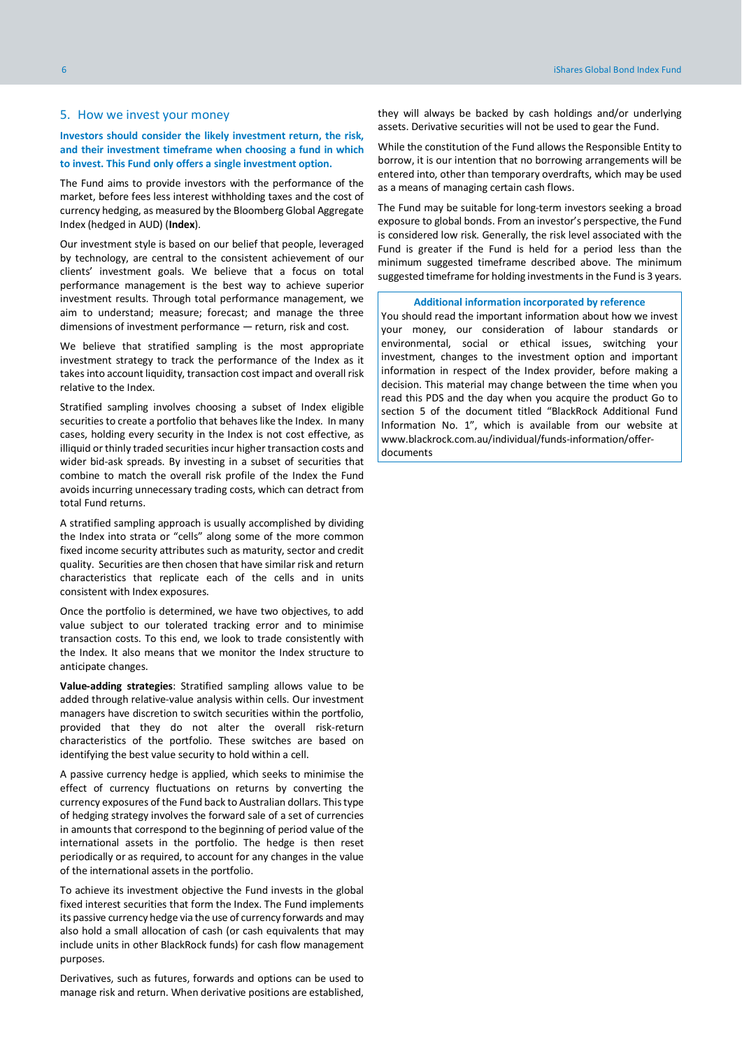## 5. How we invest your money

**Investors should consider the likely investment return, the risk, and their investment timeframe when choosing a fund in which to invest. This Fund only offers a single investment option.**

The Fund aims to provide investors with the performance of the market, before fees less interest withholding taxes and the cost of currency hedging, as measured by the Bloomberg Global Aggregate Index (hedged in AUD) (**Index**).

Our investment style is based on our belief that people, leveraged by technology, are central to the consistent achievement of our clients' investment goals. We believe that a focus on total performance management is the best way to achieve superior investment results. Through total performance management, we aim to understand; measure; forecast; and manage the three dimensions of investment performance — return, risk and cost.

We believe that stratified sampling is the most appropriate investment strategy to track the performance of the Index as it takes into account liquidity, transaction cost impact and overall risk relative to the Index.

Stratified sampling involves choosing a subset of Index eligible securities to create a portfolio that behaves like the Index. In many cases, holding every security in the Index is not cost effective, as illiquid or thinly traded securities incur higher transaction costs and wider bid-ask spreads. By investing in a subset of securities that combine to match the overall risk profile of the Index the Fund avoids incurring unnecessary trading costs, which can detract from total Fund returns.

A stratified sampling approach is usually accomplished by dividing the Index into strata or "cells" along some of the more common fixed income security attributes such as maturity, sector and credit quality. Securities are then chosen that have similar risk and return characteristics that replicate each of the cells and in units consistent with Index exposures.

Once the portfolio is determined, we have two objectives, to add value subject to our tolerated tracking error and to minimise transaction costs. To this end, we look to trade consistently with the Index. It also means that we monitor the Index structure to anticipate changes.

**Value-adding strategies**: Stratified sampling allows value to be added through relative-value analysis within cells. Our investment managers have discretion to switch securities within the portfolio, provided that they do not alter the overall risk-return characteristics of the portfolio. These switches are based on identifying the best value security to hold within a cell.

A passive currency hedge is applied, which seeks to minimise the effect of currency fluctuations on returns by converting the currency exposures of the Fund back to Australian dollars. This type of hedging strategy involves the forward sale of a set of currencies in amounts that correspond to the beginning of period value of the international assets in the portfolio. The hedge is then reset periodically or as required, to account for any changes in the value of the international assets in the portfolio.

To achieve its investment objective the Fund invests in the global fixed interest securities that form the Index. The Fund implements its passive currency hedge via the use of currency forwards and may also hold a small allocation of cash (or cash equivalents that may include units in other BlackRock funds) for cash flow management purposes.

Derivatives, such as futures, forwards and options can be used to manage risk and return. When derivative positions are established, they will always be backed by cash holdings and/or underlying assets. Derivative securities will not be used to gear the Fund.

While the constitution of the Fund allows the Responsible Entity to borrow, it is our intention that no borrowing arrangements will be entered into, other than temporary overdrafts, which may be used as a means of managing certain cash flows.

The Fund may be suitable for long-term investors seeking a broad exposure to global bonds. From an investor's perspective, the Fund is considered low risk. Generally, the risk level associated with the Fund is greater if the Fund is held for a period less than the minimum suggested timeframe described above. The minimum suggested timeframe for holding investments in the Fund is 3 years.

**Additional information incorporated by reference**

You should read the important information about how we invest your money, our consideration of labour standards or environmental, social or ethical issues, switching your investment, changes to the investment option and important information in respect of the Index provider, before making a decision. This material may change between the time when you read this PDS and the day when you acquire the product Go to section 5 of the document titled "BlackRock Additional Fund Information No. 1", which is available from our website at www.blackrock.com.au/individual/funds-information/offer-documents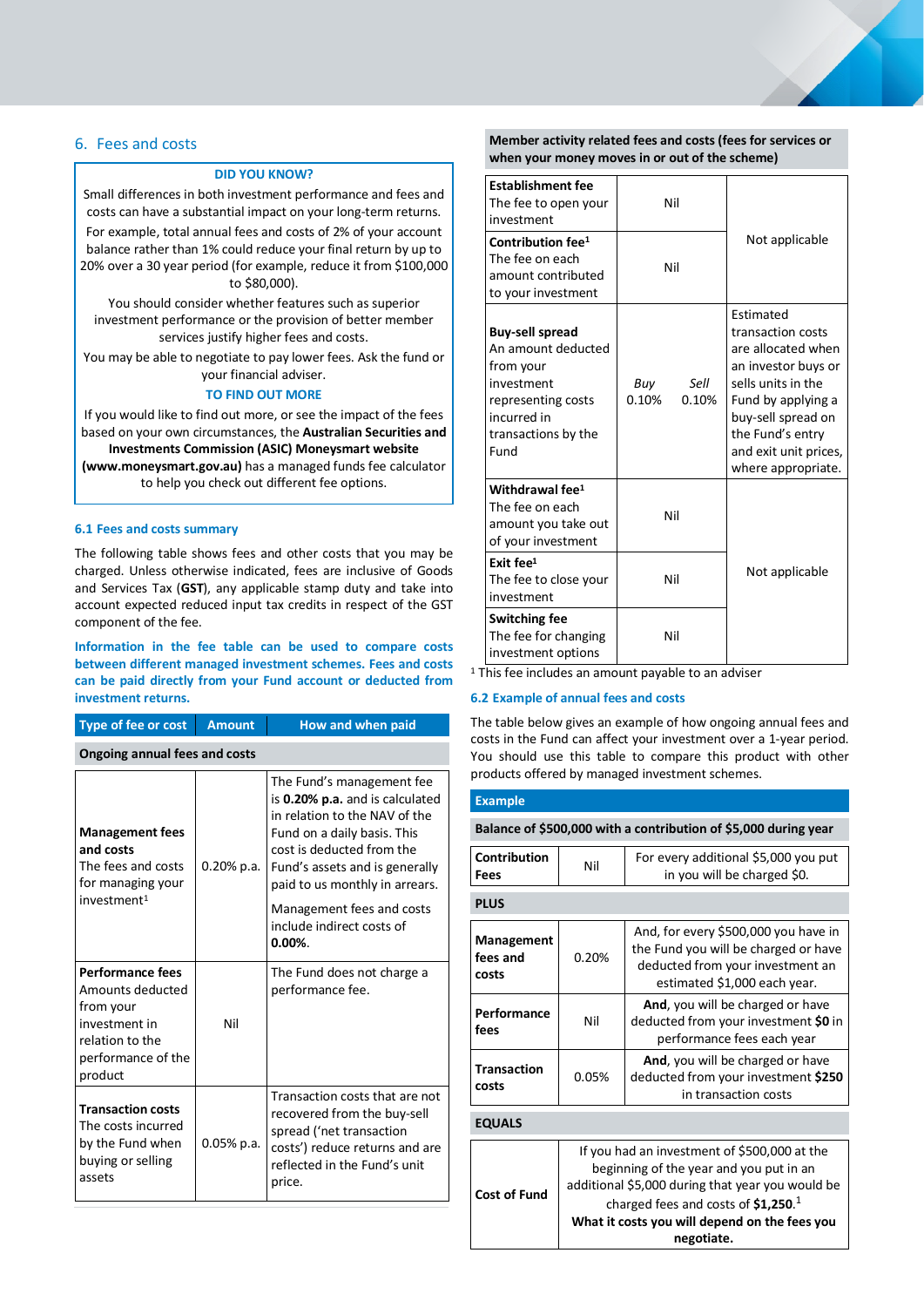## 6. Fees and costs

**DID YOU KNOW?**

Small differences in both investment performance and fees and costs can have a substantial impact on your long-term returns.

For example, total annual fees and costs of 2% of your account balance rather than 1% could reduce your final return by up to 20% over a 30 year period (for example, reduce it from $100,000 to $80,000).

You should consider whether features such as superior investment performance or the provision of better member services justify higher fees and costs.

You may be able to negotiate to pay lower fees. Ask the fund or your financial adviser.

**TO FIND OUT MORE**

If you would like to find out more, or see the impact of the fees based on your own circumstances, the **Australian Securities and Investments Commission (ASIC) Moneysmart website (www.moneysmart.gov.au)** has a managed funds fee calculator to help you check out different fee options.

### 6.1 Fees and costs summary

The following table shows fees and other costs that you may be charged. Unless otherwise indicated, fees are inclusive of Goods and Services Tax (**GST**), any applicable stamp duty and take into account expected reduced input tax credits in respect of the GST component of the fee.

**Information in the fee table can be used to compare costs between different managed investment schemes. Fees and costs can be paid directly from your Fund account or deducted from investment returns.**

| Type of fee or cost | Amount | How and when paid |
|---|---|---|
| **Ongoing annual fees and costs** | | |
| **Management fees and costs** The fees and costs for managing your investment[1] | 0.20% p.a. | The Fund's management fee is **0.20% p.a.** and is calculated in relation to the NAV of the Fund on a daily basis. This cost is deducted from the Fund's assets and is generally paid to us monthly in arrears. Management fees and costs include indirect costs of **0.00%**. |
| **Performance fees** Amounts deducted from your investment in relation to the performance of the product | Nil | The Fund does not charge a performance fee. |
| **Transaction costs** The costs incurred by the Fund when buying or selling assets | 0.05% p.a. | Transaction costs that are not recovered from the buy-sell spread ('net transaction costs') reduce returns and are reflected in the Fund's unit price. |
| **Member activity related fees and costs (fees for services or when your money moves in or out of the scheme)** | | |
| **Establishment fee** The fee to open your investment | Nil | Not applicable |
| **Contribution fee**[1] The fee on each amount contributed to your investment | Nil | Not applicable |
| **Buy-sell spread** An amount deducted from your investment representing costs incurred in transactions by the Fund | *Buy* 0.10% *Sell* 0.10% | Estimated transaction costs are allocated when an investor buys or sells units in the Fund by applying a buy-sell spread on the Fund's entry and exit unit prices, where appropriate. |
| **Withdrawal fee**[1] The fee on each amount you take out of your investment | Nil | Not applicable |
| **Exit fee**[1] The fee to close your investment | Nil | Not applicable |
| **Switching fee** The fee for changing investment options | Nil | Not applicable |

[1] This fee includes an amount payable to an adviser

### 6.2 Example of annual fees and costs

The table below gives an example of how ongoing annual fees and costs in the Fund can affect your investment over a 1-year period. You should use this table to compare this product with other products offered by managed investment schemes.

| Example | | |
|---|---|---|
| **Balance of $500,000 with a contribution of $5,000 during year** | | |
| **Contribution Fees** | Nil | For every additional $5,000 you put in you will be charged $0. |
| **PLUS** | | |
| **Management fees and costs** | 0.20% | And, for every $500,000 you have in the Fund you will be charged or have deducted from your investment an estimated $1,000 each year. |
| **Performance fees** | Nil | **And**, you will be charged or have deducted from your investment **$0** in performance fees each year |
| **Transaction costs** | 0.05% | **And**, you will be charged or have deducted from your investment **$250** in transaction costs |
| **EQUALS** | | |
| **Cost of Fund** | | If you had an investment of $500,000 at the beginning of the year and you put in an additional $5,000 during that year you would be charged fees and costs of **$1,250**.[1] **What it costs you will depend on the fees you negotiate.** |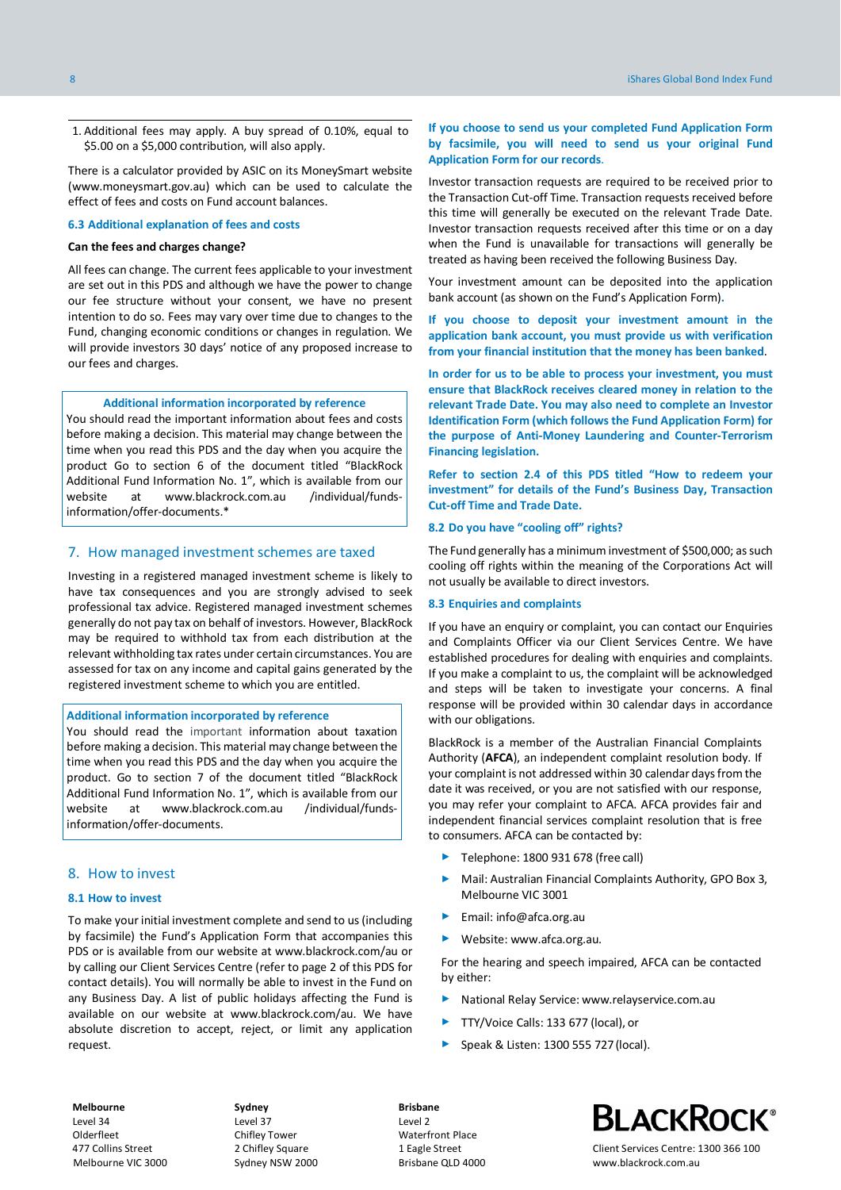1. Additional fees may apply. A buy spread of 0.10%, equal to $5.00 on a $5,000 contribution, will also apply.

There is a calculator provided by ASIC on its MoneySmart website (www.moneysmart.gov.au) which can be used to calculate the effect of fees and costs on Fund account balances.

### 6.3 Additional explanation of fees and costs

**Can the fees and charges change?**

All fees can change. The current fees applicable to your investment are set out in this PDS and although we have the power to change our fee structure without your consent, we have no present intention to do so. Fees may vary over time due to changes to the Fund, changing economic conditions or changes in regulation. We will provide investors 30 days' notice of any proposed increase to our fees and charges.

> **Additional information incorporated by reference**
>
> You should read the important information about fees and costs before making a decision. This material may change between the time when you read this PDS and the day when you acquire the product Go to section 6 of the document titled "BlackRock Additional Fund Information No. 1", which is available from our website at www.blackrock.com.au /individual/funds-information/offer-documents.*

## 7. How managed investment schemes are taxed

Investing in a registered managed investment scheme is likely to have tax consequences and you are strongly advised to seek professional tax advice. Registered managed investment schemes generally do not pay tax on behalf of investors. However, BlackRock may be required to withhold tax from each distribution at the relevant withholding tax rates under certain circumstances. You are assessed for tax on any income and capital gains generated by the registered investment scheme to which you are entitled.

> **Additional information incorporated by reference**
>
> You should read the important information about taxation before making a decision. This material may change between the time when you read this PDS and the day when you acquire the product. Go to section 7 of the document titled "BlackRock Additional Fund Information No. 1", which is available from our website at www.blackrock.com.au /individual/funds-information/offer-documents.

## 8. How to invest

### 8.1 How to invest

To make your initial investment complete and send to us (including by facsimile) the Fund's Application Form that accompanies this PDS or is available from our website at www.blackrock.com/au or by calling our Client Services Centre (refer to page 2 of this PDS for contact details). You will normally be able to invest in the Fund on any Business Day. A list of public holidays affecting the Fund is available on our website at www.blackrock.com/au. We have absolute discretion to accept, reject, or limit any application request.

**If you choose to send us your completed Fund Application Form by facsimile, you will need to send us your original Fund Application Form for our records.**

Investor transaction requests are required to be received prior to the Transaction Cut-off Time. Transaction requests received before this time will generally be executed on the relevant Trade Date. Investor transaction requests received after this time or on a day when the Fund is unavailable for transactions will generally be treated as having been received the following Business Day.

Your investment amount can be deposited into the application bank account (as shown on the Fund's Application Form).

**If you choose to deposit your investment amount in the application bank account, you must provide us with verification from your financial institution that the money has been banked.**

**In order for us to be able to process your investment, you must ensure that BlackRock receives cleared money in relation to the relevant Trade Date. You may also need to complete an Investor Identification Form (which follows the Fund Application Form) for the purpose of Anti-Money Laundering and Counter-Terrorism Financing legislation.**

**Refer to section 2.4 of this PDS titled "How to redeem your investment" for details of the Fund's Business Day, Transaction Cut-off Time and Trade Date.**

### 8.2 Do you have "cooling off" rights?

The Fund generally has a minimum investment of $500,000; as such cooling off rights within the meaning of the Corporations Act will not usually be available to direct investors.

### 8.3 Enquiries and complaints

If you have an enquiry or complaint, you can contact our Enquiries and Complaints Officer via our Client Services Centre. We have established procedures for dealing with enquiries and complaints. If you make a complaint to us, the complaint will be acknowledged and steps will be taken to investigate your concerns. A final response will be provided within 30 calendar days in accordance with our obligations.

BlackRock is a member of the Australian Financial Complaints Authority (**AFCA**), an independent complaint resolution body. If your complaint is not addressed within 30 calendar days from the date it was received, or you are not satisfied with our response, you may refer your complaint to AFCA. AFCA provides fair and independent financial services complaint resolution that is free to consumers. AFCA can be contacted by:

- Telephone: 1800 931 678 (free call)
- Mail: Australian Financial Complaints Authority, GPO Box 3, Melbourne VIC 3001
- Email: info@afca.org.au
- Website: www.afca.org.au.

For the hearing and speech impaired, AFCA can be contacted by either:

- National Relay Service: www.relayservice.com.au
- TTY/Voice Calls: 133 677 (local), or
- Speak & Listen: 1300 555 727 (local).

**Melbourne**
Level 34
Olderfleet
477 Collins Street
Melbourne VIC 3000

**Sydney**
Level 37
Chifley Tower
2 Chifley Square
Sydney NSW 2000

**Brisbane**
Level 2
Waterfront Place
1 Eagle Street
Brisbane QLD 4000

BLACKROCK®
Client Services Centre: 1300 366 100
www.blackrock.com.au